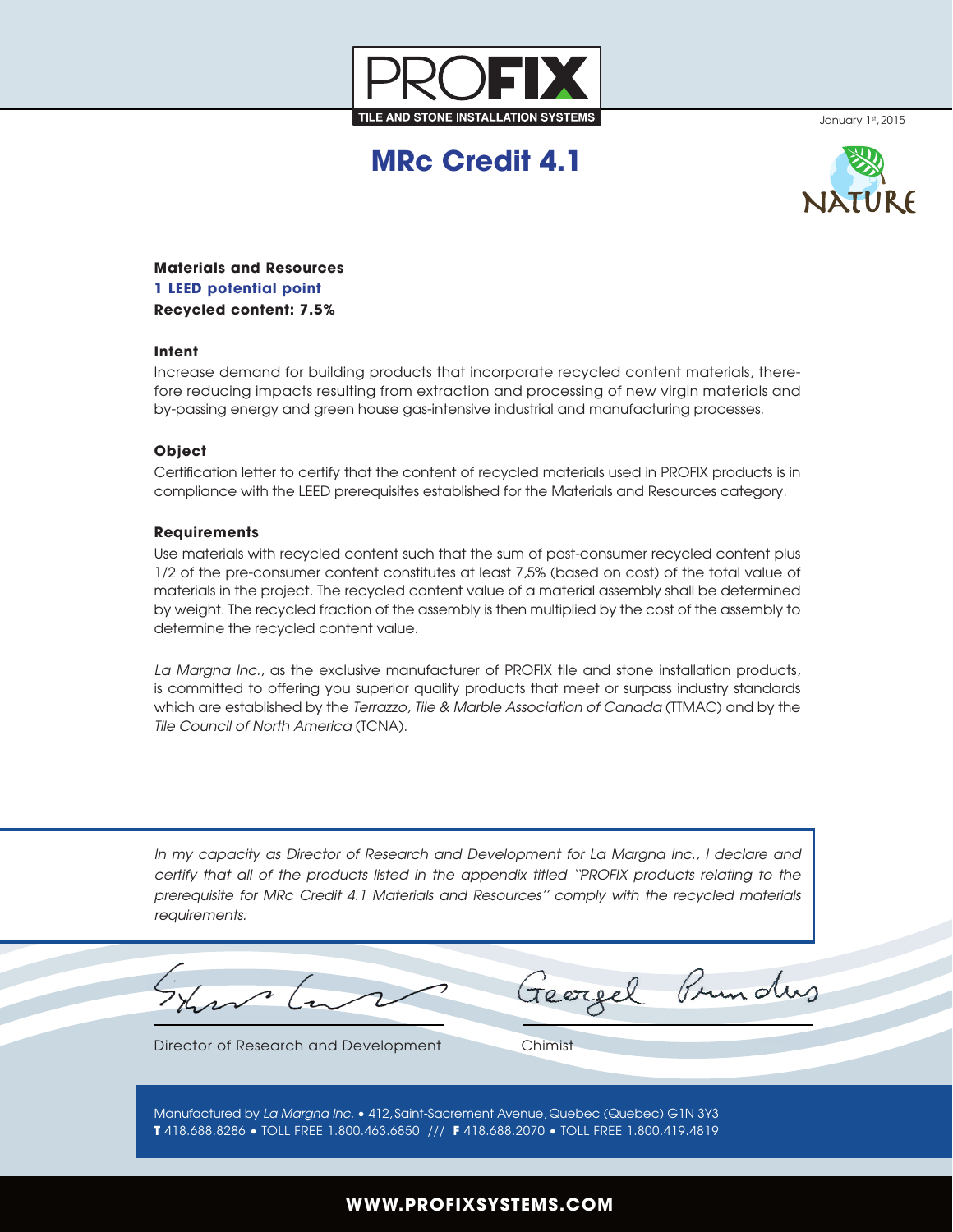PROFIX

TILE AND STONE INSTALLATION SYSTEMS

January 1st, 2015

# MRc Credit 4.1

NATURE

**Materials and Resources**
**1 LEED potential point**
**Recycled content: 7.5%**

### Intent

Increase demand for building products that incorporate recycled content materials, therefore reducing impacts resulting from extraction and processing of new virgin materials and by-passing energy and green house gas-intensive industrial and manufacturing processes.

### Object

Certification letter to certify that the content of recycled materials used in PROFIX products is in compliance with the LEED prerequisites established for the Materials and Resources category.

### Requirements

Use materials with recycled content such that the sum of post-consumer recycled content plus 1/2 of the pre-consumer content constitutes at least 7,5% (based on cost) of the total value of materials in the project. The recycled content value of a material assembly shall be determined by weight. The recycled fraction of the assembly is then multiplied by the cost of the assembly to determine the recycled content value.

*La Margna Inc.*, as the exclusive manufacturer of PROFIX tile and stone installation products, is committed to offering you superior quality products that meet or surpass industry standards which are established by the *Terrazzo, Tile & Marble Association of Canada* (TTMAC) and by the *Tile Council of North America* (TCNA).

*In my capacity as Director of Research and Development for La Margna Inc., I declare and certify that all of the products listed in the appendix titled "PROFIX products relating to the prerequisite for MRc Credit 4.1 Materials and Resources" comply with the recycled materials requirements.*

| | |
|---|---|
| Director of Research and Development | Chimist |

Manufactured by *La Margna Inc.* • 412, Saint-Sacrement Avenue, Quebec (Quebec) G1N 3Y3
**T** 418.688.8286 • TOLL FREE 1.800.463.6850 /// **F** 418.688.2070 • TOLL FREE 1.800.419.4819

**WWW.PROFIXSYSTEMS.COM**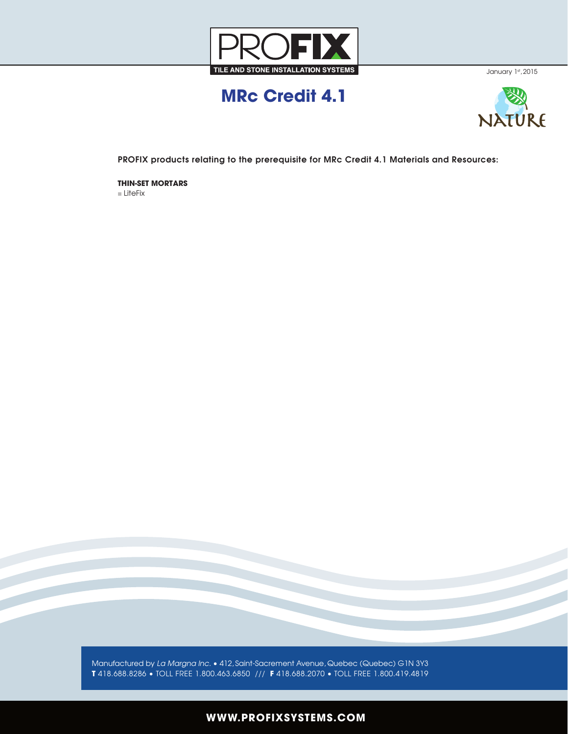PROFIX

TILE AND STONE INSTALLATION SYSTEMS

January 1st, 2015

# MRc Credit 4.1

NATURE

**PROFIX products relating to the prerequisite for MRc Credit 4.1 Materials and Resources:**

**THIN-SET MORTARS**

- LiteFix

Manufactured by *La Margna Inc.* • 412, Saint-Sacrement Avenue, Quebec (Quebec) G1N 3Y3
**T** 418.688.8286 • TOLL FREE 1.800.463.6850 /// **F** 418.688.2070 • TOLL FREE 1.800.419.4819

**WWW.PROFIXSYSTEMS.COM**